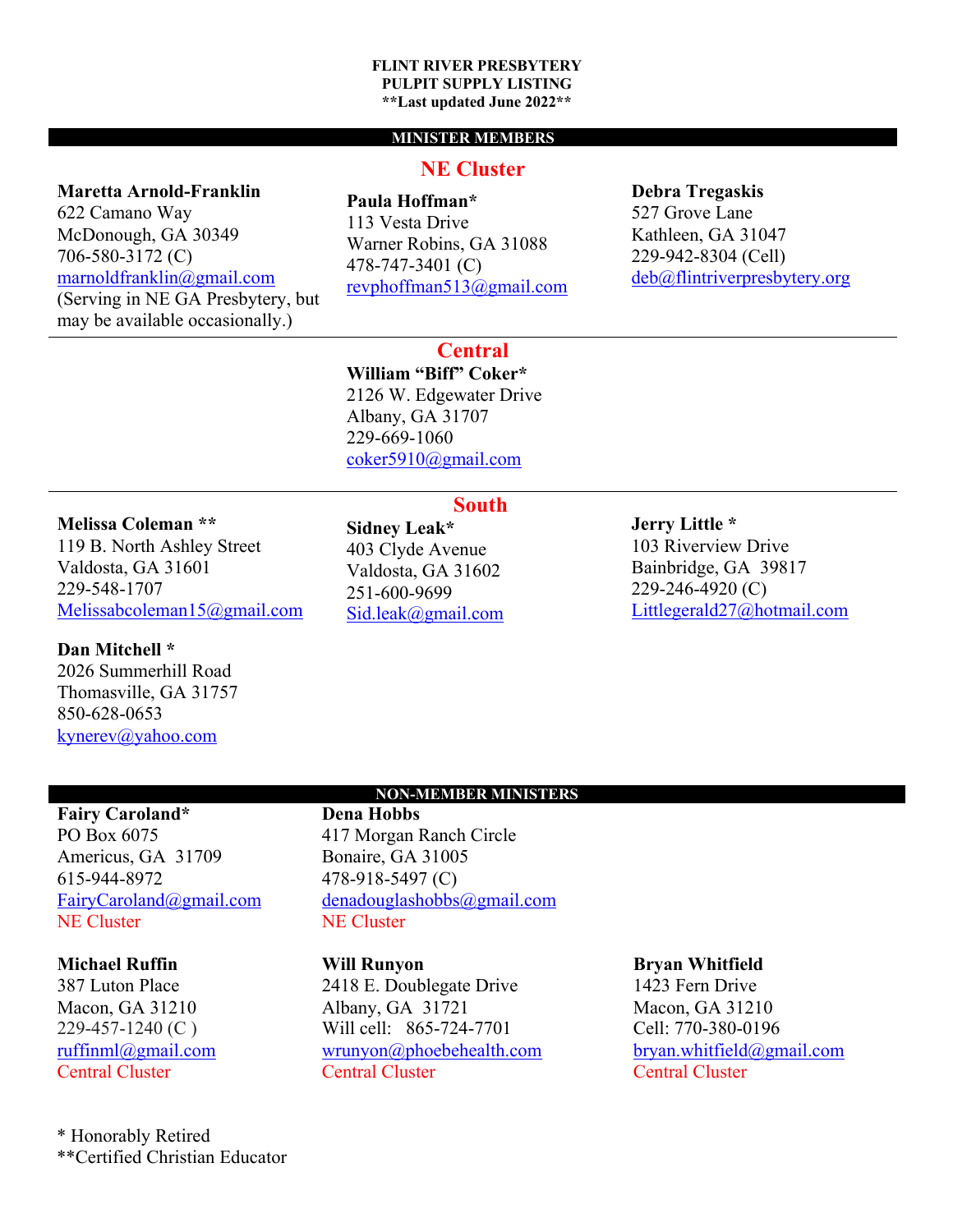**FLINT RIVER PRESBYTERY**
**PULPIT SUPPLY LISTING**
****Last updated June 2022****

## MINISTER MEMBERS

### NE Cluster

**Maretta Arnold-Franklin**
622 Camano Way
McDonough, GA 30349
706-580-3172 (C)
marnoldfranklin@gmail.com
(Serving in NE GA Presbytery, but may be available occasionally.)

**Paula Hoffman***
113 Vesta Drive
Warner Robins, GA 31088
478-747-3401 (C)
revphoffman513@gmail.com

**Debra Tregaskis**
527 Grove Lane
Kathleen, GA 31047
229-942-8304 (Cell)
deb@flintriverpresbytery.org

### Central

**William “Biff” Coker***
2126 W. Edgewater Drive
Albany, GA 31707
229-669-1060
coker5910@gmail.com

### South

**Melissa Coleman ****
119 B. North Ashley Street
Valdosta, GA 31601
229-548-1707
Melissabcoleman15@gmail.com

**Sidney Leak***
403 Clyde Avenue
Valdosta, GA 31602
251-600-9699
Sid.leak@gmail.com

**Jerry Little ***
103 Riverview Drive
Bainbridge, GA 39817
229-246-4920 (C)
Littlegerald27@hotmail.com

**Dan Mitchell ***
2026 Summerhill Road
Thomasville, GA 31757
850-628-0653
kynerev@yahoo.com

## NON-MEMBER MINISTERS

**Fairy Caroland***
PO Box 6075
Americus, GA 31709
615-944-8972
FairyCaroland@gmail.com
NE Cluster

**Dena Hobbs**
417 Morgan Ranch Circle
Bonaire, GA 31005
478-918-5497 (C)
denadouglashobbs@gmail.com
NE Cluster

**Michael Ruffin**
387 Luton Place
Macon, GA 31210
229-457-1240 (C )
ruffinml@gmail.com
Central Cluster

**Will Runyon**
2418 E. Doublegate Drive
Albany, GA 31721
Will cell: 865-724-7701
wrunyon@phoebehealth.com
Central Cluster

**Bryan Whitfield**
1423 Fern Drive
Macon, GA 31210
Cell: 770-380-0196
bryan.whitfield@gmail.com
Central Cluster

* Honorably Retired
**Certified Christian Educator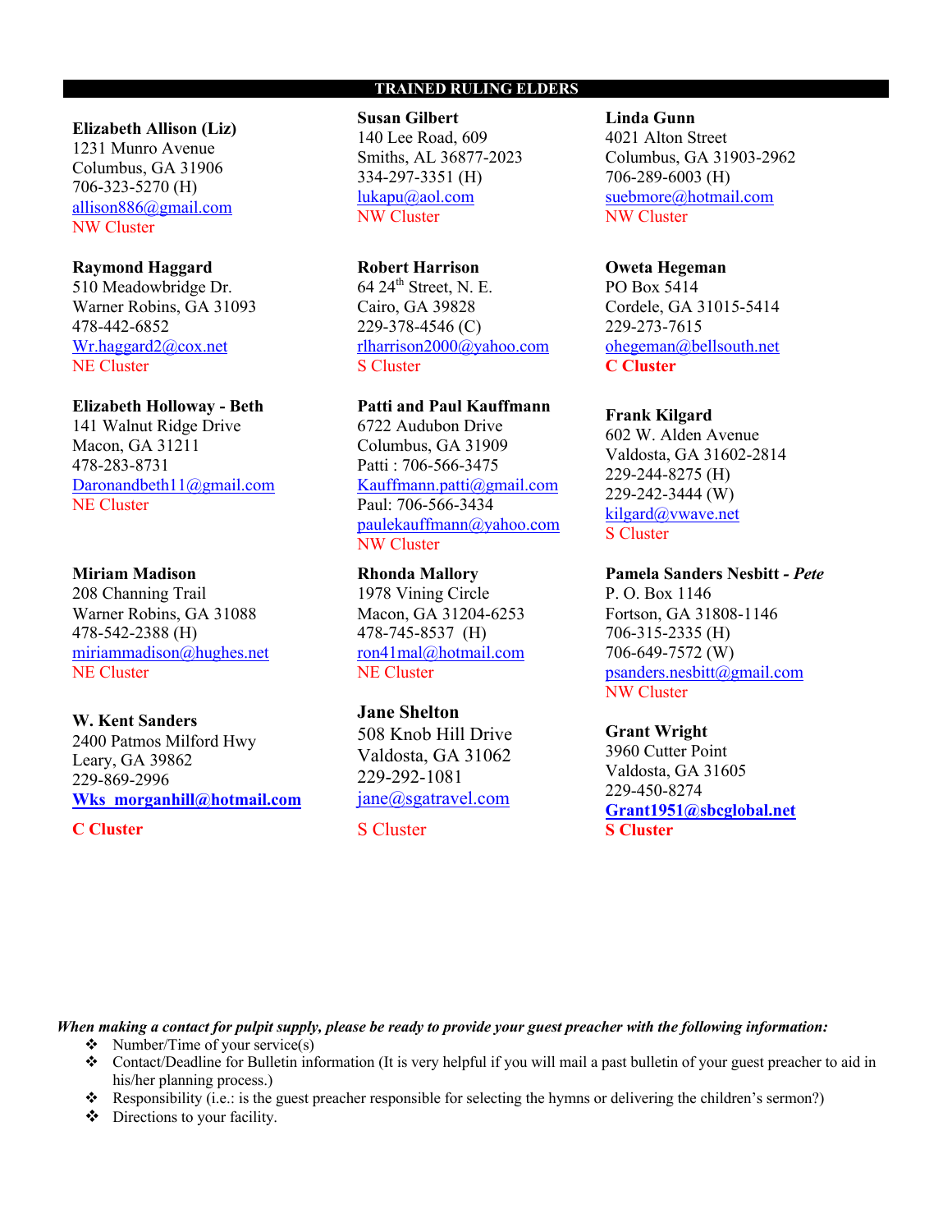## TRAINED RULING ELDERS

**Elizabeth Allison (Liz)**
1231 Munro Avenue
Columbus, GA 31906
706-323-5270 (H)
allison886@gmail.com
NW Cluster

**Susan Gilbert**
140 Lee Road, 609
Smiths, AL 36877-2023
334-297-3351 (H)
lukapu@aol.com
NW Cluster

**Linda Gunn**
4021 Alton Street
Columbus, GA 31903-2962
706-289-6003 (H)
suebmore@hotmail.com
NW Cluster

**Raymond Haggard**
510 Meadowbridge Dr.
Warner Robins, GA 31093
478-442-6852
Wr.haggard2@cox.net
NE Cluster

**Robert Harrison**
64 24th Street, N. E.
Cairo, GA 39828
229-378-4546 (C)
rlharrison2000@yahoo.com
S Cluster

**Oweta Hegeman**
PO Box 5414
Cordele, GA 31015-5414
229-273-7615
ohegeman@bellsouth.net
**C Cluster**

**Elizabeth Holloway - Beth**
141 Walnut Ridge Drive
Macon, GA 31211
478-283-8731
Daronandbeth11@gmail.com
NE Cluster

**Patti and Paul Kauffmann**
6722 Audubon Drive
Columbus, GA 31909
Patti : 706-566-3475
Kauffmann.patti@gmail.com
Paul: 706-566-3434
paulekauffmann@yahoo.com
NW Cluster

**Frank Kilgard**
602 W. Alden Avenue
Valdosta, GA 31602-2814
229-244-8275 (H)
229-242-3444 (W)
kilgard@vwave.net
S Cluster

**Miriam Madison**
208 Channing Trail
Warner Robins, GA 31088
478-542-2388 (H)
miriammadison@hughes.net
NE Cluster

**Rhonda Mallory**
1978 Vining Circle
Macon, GA 31204-6253
478-745-8537 (H)
ron41mal@hotmail.com
NE Cluster

**Pamela Sanders Nesbitt - *Pete***
P. O. Box 1146
Fortson, GA 31808-1146
706-315-2335 (H)
706-649-7572 (W)
psanders.nesbitt@gmail.com
NW Cluster

**W. Kent Sanders**
2400 Patmos Milford Hwy
Leary, GA 39862
229-869-2996
**Wks_morganhill@hotmail.com**
**C Cluster**

**Jane Shelton**
508 Knob Hill Drive
Valdosta, GA 31062
229-292-1081
jane@sgatravel.com
S Cluster

**Grant Wright**
3960 Cutter Point
Valdosta, GA 31605
229-450-8274
**Grant1951@sbcglobal.net**
**S Cluster**

***When making a contact for pulpit supply, please be ready to provide your guest preacher with the following information:***

- Number/Time of your service(s)
- Contact/Deadline for Bulletin information (It is very helpful if you will mail a past bulletin of your guest preacher to aid in his/her planning process.)
- Responsibility (i.e.: is the guest preacher responsible for selecting the hymns or delivering the children's sermon?)
- Directions to your facility.